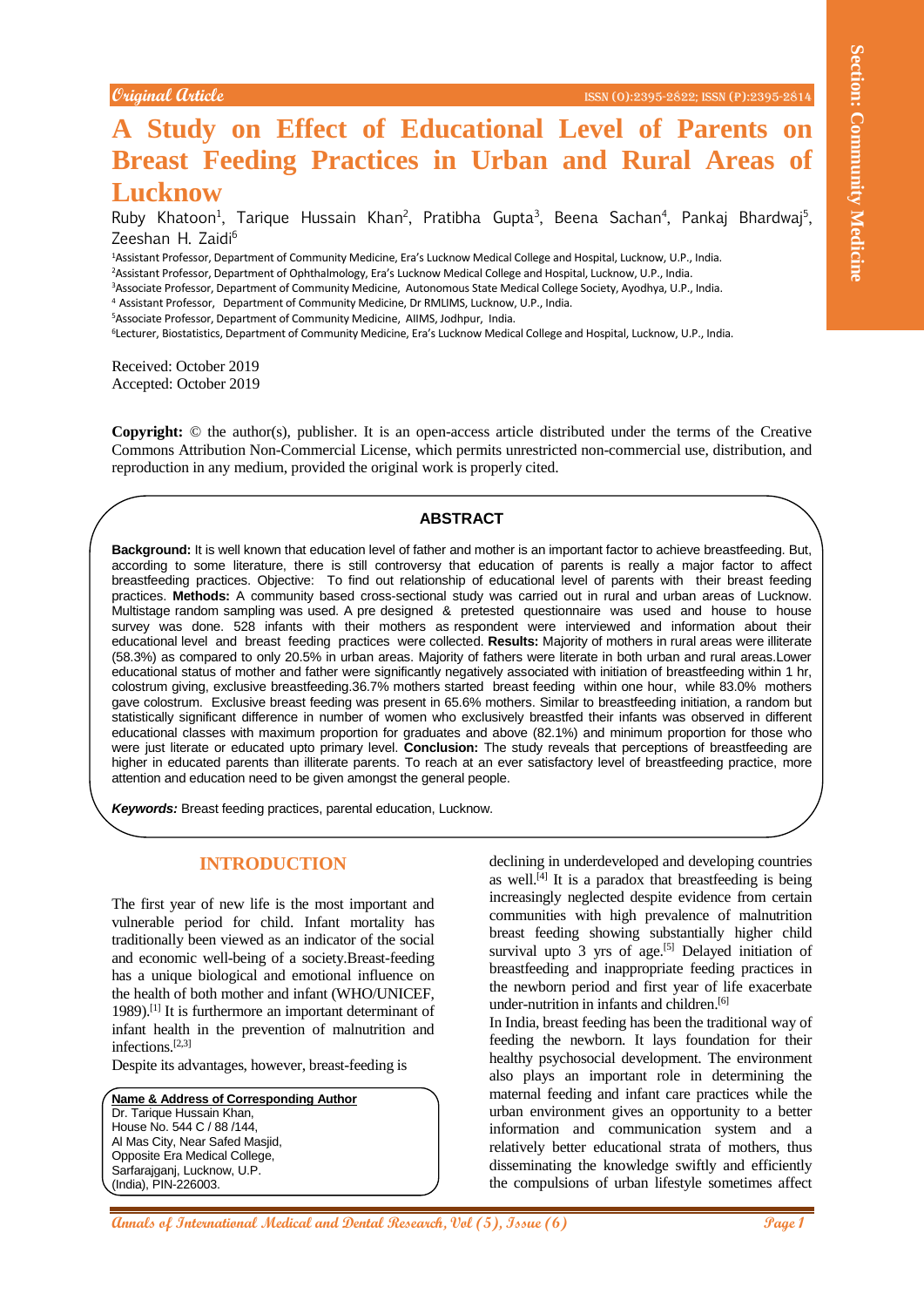Original Article

# A Study on Effect of Educational Level of Parents on Breast Feeding Practices in Urban and Rural Areas of Lucknow

Ruby Khatoon[1], Tarique Hussain Khan[2], Pratibha Gupta[3], Beena Sachan[4], Pankaj Bhardwaj[5], Zeeshan H. Zaidi[6]

[1]Assistant Professor, Department of Community Medicine, Era's Lucknow Medical College and Hospital, Lucknow, U.P., India.
[2]Assistant Professor, Department of Ophthalmology, Era's Lucknow Medical College and Hospital, Lucknow, U.P., India.
[3]Associate Professor, Department of Community Medicine, Autonomous State Medical College Society, Ayodhya, U.P., India.
[4] Assistant Professor, Department of Community Medicine, Dr RMLIMS, Lucknow, U.P., India.
[5]Associate Professor, Department of Community Medicine, AIIMS, Jodhpur, India.
[6]Lecturer, Biostatistics, Department of Community Medicine, Era's Lucknow Medical College and Hospital, Lucknow, U.P., India.

Received: October 2019
Accepted: October 2019

**Copyright:** © the author(s), publisher. It is an open-access article distributed under the terms of the Creative Commons Attribution Non-Commercial License, which permits unrestricted non-commercial use, distribution, and reproduction in any medium, provided the original work is properly cited.

## ABSTRACT

**Background:** It is well known that education level of father and mother is an important factor to achieve breastfeeding. But, according to some literature, there is still controversy that education of parents is really a major factor to affect breastfeeding practices. Objective: To find out relationship of educational level of parents with their breast feeding practices. **Methods:** A community based cross-sectional study was carried out in rural and urban areas of Lucknow. Multistage random sampling was used. A pre designed & pretested questionnaire was used and house to house survey was done. 528 infants with their mothers as respondent were interviewed and information about their educational level and breast feeding practices were collected. **Results:** Majority of mothers in rural areas were illiterate (58.3%) as compared to only 20.5% in urban areas. Majority of fathers were literate in both urban and rural areas.Lower educational status of mother and father were significantly negatively associated with initiation of breastfeeding within 1 hr, colostrum giving, exclusive breastfeeding.36.7% mothers started breast feeding within one hour, while 83.0% mothers gave colostrum. Exclusive breast feeding was present in 65.6% mothers. Similar to breastfeeding initiation, a random but statistically significant difference in number of women who exclusively breastfed their infants was observed in different educational classes with maximum proportion for graduates and above (82.1%) and minimum proportion for those who were just literate or educated upto primary level. **Conclusion:** The study reveals that perceptions of breastfeeding are higher in educated parents than illiterate parents. To reach at an ever satisfactory level of breastfeeding practice, more attention and education need to be given amongst the general people.

***Keywords:*** Breast feeding practices, parental education, Lucknow.

## INTRODUCTION

The first year of new life is the most important and vulnerable period for child. Infant mortality has traditionally been viewed as an indicator of the social and economic well-being of a society.Breast-feeding has a unique biological and emotional influence on the health of both mother and infant (WHO/UNICEF, 1989).[1] It is furthermore an important determinant of infant health in the prevention of malnutrition and infections.[2,3]

Despite its advantages, however, breast-feeding is declining in underdeveloped and developing countries as well.[4] It is a paradox that breastfeeding is being increasingly neglected despite evidence from certain communities with high prevalence of malnutrition breast feeding showing substantially higher child survival upto 3 yrs of age.[5] Delayed initiation of breastfeeding and inappropriate feeding practices in the newborn period and first year of life exacerbate under-nutrition in infants and children.[6]

In India, breast feeding has been the traditional way of feeding the newborn. It lays foundation for their healthy psychosocial development. The environment also plays an important role in determining the maternal feeding and infant care practices while the urban environment gives an opportunity to a better information and communication system and a relatively better educational strata of mothers, thus disseminating the knowledge swiftly and efficiently the compulsions of urban lifestyle sometimes affect

**Name & Address of Corresponding Author**
Dr. Tarique Hussain Khan,
House No. 544 C / 88 /144,
Al Mas City, Near Safed Masjid,
Opposite Era Medical College,
Sarfarajganj, Lucknow, U.P.
(India), PIN-226003.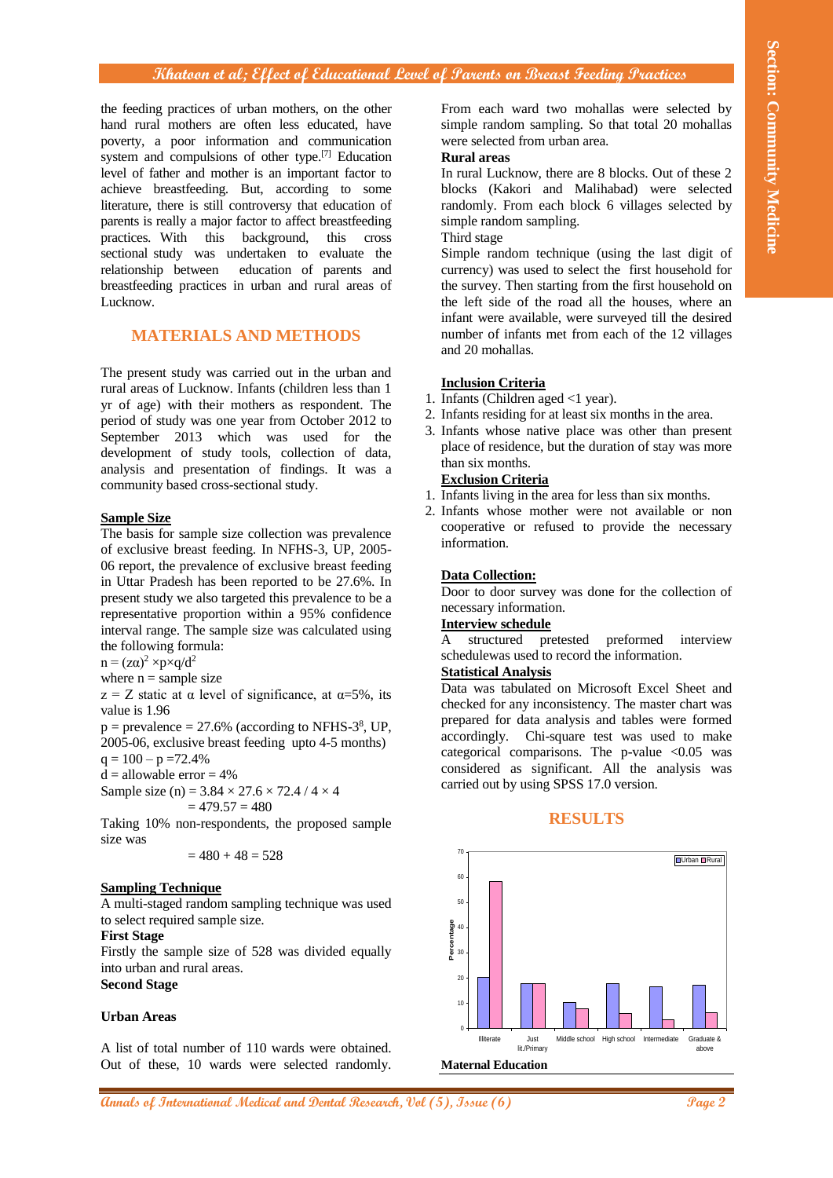the feeding practices of urban mothers, on the other hand rural mothers are often less educated, have poverty, a poor information and communication system and compulsions of other type.[7] Education level of father and mother is an important factor to achieve breastfeeding. But, according to some literature, there is still controversy that education of parents is really a major factor to affect breastfeeding practices. With this background, this cross sectional study was undertaken to evaluate the relationship between education of parents and breastfeeding practices in urban and rural areas of Lucknow.

## MATERIALS AND METHODS

The present study was carried out in the urban and rural areas of Lucknow. Infants (children less than 1 yr of age) with their mothers as respondent. The period of study was one year from October 2012 to September 2013 which was used for the development of study tools, collection of data, analysis and presentation of findings. It was a community based cross-sectional study.

**Sample Size**

The basis for sample size collection was prevalence of exclusive breast feeding. In NFHS-3, UP, 2005-06 report, the prevalence of exclusive breast feeding in Uttar Pradesh has been reported to be 27.6%. In present study we also targeted this prevalence to be a representative proportion within a 95% confidence interval range. The sample size was calculated using the following formula:

$n = (z\alpha)^2 \times p \times q/d^2$

where n = sample size

z = Z static at $\alpha$ level of significance, at $\alpha$=5%, its value is 1.96

p = prevalence = 27.6% (according to NFHS-3[8], UP, 2005-06, exclusive breast feeding upto 4-5 months)

q = 100 – p =72.4%

d = allowable error = 4%

Sample size (n) = 3.84 × 27.6 × 72.4 / 4 × 4

= 479.57 = 480

Taking 10% non-respondents, the proposed sample size was

= 480 + 48 = 528

**Sampling Technique**

A multi-staged random sampling technique was used to select required sample size.

**First Stage**

Firstly the sample size of 528 was divided equally into urban and rural areas.

**Second Stage**

**Urban Areas**

A list of total number of 110 wards were obtained. Out of these, 10 wards were selected randomly. From each ward two mohallas were selected by simple random sampling. So that total 20 mohallas were selected from urban area.

**Rural areas**

In rural Lucknow, there are 8 blocks. Out of these 2 blocks (Kakori and Malihabad) were selected randomly. From each block 6 villages selected by simple random sampling.

Third stage

Simple random technique (using the last digit of currency) was used to select the first household for the survey. Then starting from the first household on the left side of the road all the houses, where an infant were available, were surveyed till the desired number of infants met from each of the 12 villages and 20 mohallas.

**Inclusion Criteria**

1. Infants (Children aged <1 year).
2. Infants residing for at least six months in the area.
3. Infants whose native place was other than present place of residence, but the duration of stay was more than six months.

**Exclusion Criteria**

1. Infants living in the area for less than six months.
2. Infants whose mother were not available or non cooperative or refused to provide the necessary information.

**Data Collection:**

Door to door survey was done for the collection of necessary information.

**Interview schedule**

A structured pretested preformed interview schedulewas used to record the information.

**Statistical Analysis**

Data was tabulated on Microsoft Excel Sheet and checked for any inconsistency. The master chart was prepared for data analysis and tables were formed accordingly. Chi-square test was used to make categorical comparisons. The p-value $<0.05$ was considered as significant. All the analysis was carried out by using SPSS 17.0 version.

## RESULTS

**Maternal Education**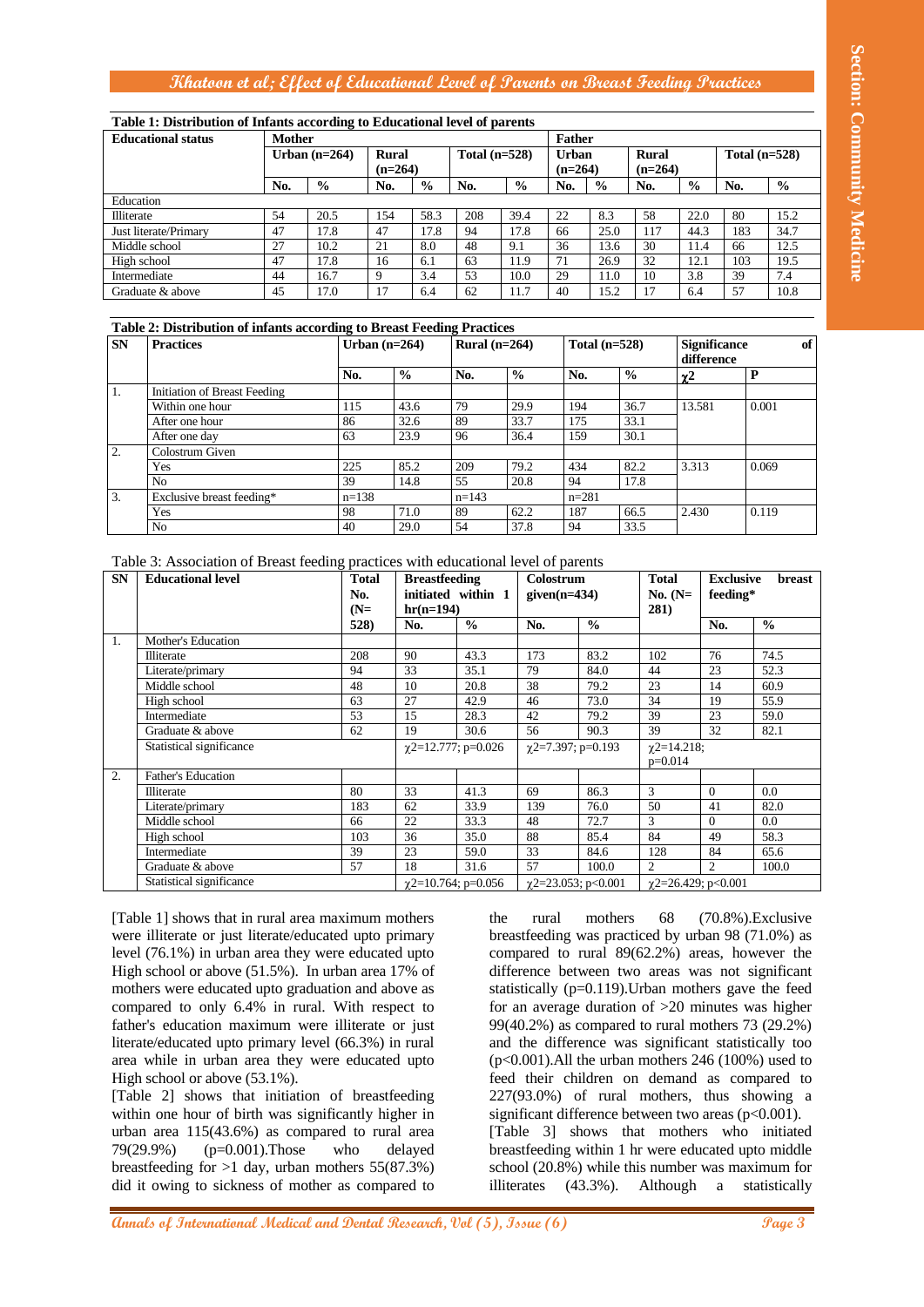**Table 1: Distribution of Infants according to Educational level of parents**

| Educational status | Mother | | | | | | Father | | | | | |
|---|---|---|---|---|---|---|---|---|---|---|---|---|
| | Urban (n=264) | | Rural (n=264) | | Total (n=528) | | Urban (n=264) | | Rural (n=264) | | Total (n=528) | |
| | No. | % | No. | % | No. | % | No. | % | No. | % | No. | % |
| Education | | | | | | | | | | | | |
| Illiterate | 54 | 20.5 | 154 | 58.3 | 208 | 39.4 | 22 | 8.3 | 58 | 22.0 | 80 | 15.2 |
| Just literate/Primary | 47 | 17.8 | 47 | 17.8 | 94 | 17.8 | 66 | 25.0 | 117 | 44.3 | 183 | 34.7 |
| Middle school | 27 | 10.2 | 21 | 8.0 | 48 | 9.1 | 36 | 13.6 | 30 | 11.4 | 66 | 12.5 |
| High school | 47 | 17.8 | 16 | 6.1 | 63 | 11.9 | 71 | 26.9 | 32 | 12.1 | 103 | 19.5 |
| Intermediate | 44 | 16.7 | 9 | 3.4 | 53 | 10.0 | 29 | 11.0 | 10 | 3.8 | 39 | 7.4 |
| Graduate & above | 45 | 17.0 | 17 | 6.4 | 62 | 11.7 | 40 | 15.2 | 17 | 6.4 | 57 | 10.8 |

**Table 2: Distribution of infants according to Breast Feeding Practices**

| SN | Practices | Urban (n=264) | | Rural (n=264) | | Total (n=528) | | Significance of difference | |
|---|---|---|---|---|---|---|---|---|---|
| | | No. | % | No. | % | No. | % | $\chi^2$ | P |
| 1. | Initiation of Breast Feeding | | | | | | | | |
| | Within one hour | 115 | 43.6 | 79 | 29.9 | 194 | 36.7 | 13.581 | 0.001 |
| | After one hour | 86 | 32.6 | 89 | 33.7 | 175 | 33.1 | | |
| | After one day | 63 | 23.9 | 96 | 36.4 | 159 | 30.1 | | |
| 2. | Colostrum Given | | | | | | | | |
| | Yes | 225 | 85.2 | 209 | 79.2 | 434 | 82.2 | 3.313 | 0.069 |
| | No | 39 | 14.8 | 55 | 20.8 | 94 | 17.8 | | |
| 3. | Exclusive breast feeding* | n=138 | | n=143 | | n=281 | | | |
| | Yes | 98 | 71.0 | 89 | 62.2 | 187 | 66.5 | 2.430 | 0.119 |
| | No | 40 | 29.0 | 54 | 37.8 | 94 | 33.5 | | |

Table 3: Association of Breast feeding practices with educational level of parents

| SN | Educational level | Total No. (N=528) | Breastfeeding initiated within 1 hr(n=194) | | Colostrum given(n=434) | | Total No. (N=281) | Exclusive breast feeding* | |
|---|---|---|---|---|---|---|---|---|---|
| | | | No. | % | No. | % | | No. | % |
| 1. | Mother's Education | | | | | | | | |
| | Illiterate | 208 | 90 | 43.3 | 173 | 83.2 | 102 | 76 | 74.5 |
| | Literate/primary | 94 | 33 | 35.1 | 79 | 84.0 | 44 | 23 | 52.3 |
| | Middle school | 48 | 10 | 20.8 | 38 | 79.2 | 23 | 14 | 60.9 |
| | High school | 63 | 27 | 42.9 | 46 | 73.0 | 34 | 19 | 55.9 |
| | Intermediate | 53 | 15 | 28.3 | 42 | 79.2 | 39 | 23 | 59.0 |
| | Graduate & above | 62 | 19 | 30.6 | 56 | 90.3 | 39 | 32 | 82.1 |
| | Statistical significance | | $\chi^2$=12.777; p=0.026 | | $\chi^2$=7.397; p=0.193 | | $\chi^2$=14.218; p=0.014 | | |
| 2. | Father's Education | | | | | | | | |
| | Illiterate | 80 | 33 | 41.3 | 69 | 86.3 | 3 | 0 | 0.0 |
| | Literate/primary | 183 | 62 | 33.9 | 139 | 76.0 | 50 | 41 | 82.0 |
| | Middle school | 66 | 22 | 33.3 | 48 | 72.7 | 3 | 0 | 0.0 |
| | High school | 103 | 36 | 35.0 | 88 | 85.4 | 84 | 49 | 58.3 |
| | Intermediate | 39 | 23 | 59.0 | 33 | 84.6 | 128 | 84 | 65.6 |
| | Graduate & above | 57 | 18 | 31.6 | 57 | 100.0 | 2 | 2 | 100.0 |
| | Statistical significance | | $\chi^2$=10.764; p=0.056 | | $\chi^2$=23.053; p<0.001 | | $\chi^2$=26.429; p<0.001 | | |

[Table 1] shows that in rural area maximum mothers were illiterate or just literate/educated upto primary level (76.1%) in urban area they were educated upto High school or above (51.5%). In urban area 17% of mothers were educated upto graduation and above as compared to only 6.4% in rural. With respect to father's education maximum were illiterate or just literate/educated upto primary level (66.3%) in rural area while in urban area they were educated upto High school or above (53.1%).

[Table 2] shows that initiation of breastfeeding within one hour of birth was significantly higher in urban area 115(43.6%) as compared to rural area 79(29.9%) (p=0.001).Those who delayed breastfeeding for >1 day, urban mothers 55(87.3%) did it owing to sickness of mother as compared to the rural mothers 68 (70.8%).Exclusive breastfeeding was practiced by urban 98 (71.0%) as compared to rural 89(62.2%) areas, however the difference between two areas was not significant statistically (p=0.119).Urban mothers gave the feed for an average duration of >20 minutes was higher 99(40.2%) as compared to rural mothers 73 (29.2%) and the difference was significant statistically too (p<0.001).All the urban mothers 246 (100%) used to feed their children on demand as compared to 227(93.0%) of rural mothers, thus showing a significant difference between two areas (p<0.001).

[Table 3] shows that mothers who initiated breastfeeding within 1 hr were educated upto middle school (20.8%) while this number was maximum for illiterates (43.3%). Although a statistically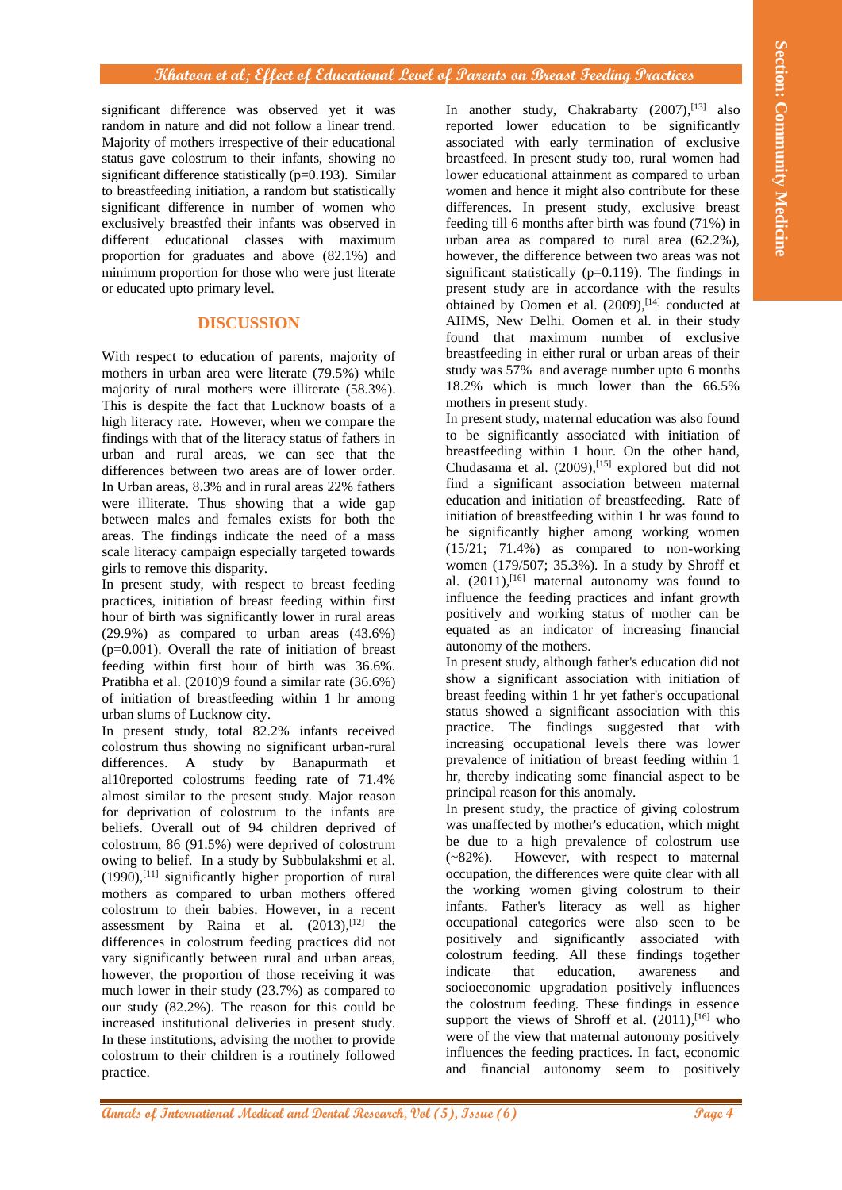significant difference was observed yet it was random in nature and did not follow a linear trend. Majority of mothers irrespective of their educational status gave colostrum to their infants, showing no significant difference statistically (p=0.193). Similar to breastfeeding initiation, a random but statistically significant difference in number of women who exclusively breastfed their infants was observed in different educational classes with maximum proportion for graduates and above (82.1%) and minimum proportion for those who were just literate or educated upto primary level.

## DISCUSSION

With respect to education of parents, majority of mothers in urban area were literate (79.5%) while majority of rural mothers were illiterate (58.3%). This is despite the fact that Lucknow boasts of a high literacy rate. However, when we compare the findings with that of the literacy status of fathers in urban and rural areas, we can see that the differences between two areas are of lower order. In Urban areas, 8.3% and in rural areas 22% fathers were illiterate. Thus showing that a wide gap between males and females exists for both the areas. The findings indicate the need of a mass scale literacy campaign especially targeted towards girls to remove this disparity.

In present study, with respect to breast feeding practices, initiation of breast feeding within first hour of birth was significantly lower in rural areas (29.9%) as compared to urban areas (43.6%) (p=0.001). Overall the rate of initiation of breast feeding within first hour of birth was 36.6%. Pratibha et al. (2010)9 found a similar rate (36.6%) of initiation of breastfeeding within 1 hr among urban slums of Lucknow city.

In present study, total 82.2% infants received colostrum thus showing no significant urban-rural differences. A study by Banapurmath et al10reported colostrums feeding rate of 71.4% almost similar to the present study. Major reason for deprivation of colostrum to the infants are beliefs. Overall out of 94 children deprived of colostrum, 86 (91.5%) were deprived of colostrum owing to belief. In a study by Subbulakshmi et al. (1990),[11] significantly higher proportion of rural mothers as compared to urban mothers offered colostrum to their babies. However, in a recent assessment by Raina et al. (2013),[12] the differences in colostrum feeding practices did not vary significantly between rural and urban areas, however, the proportion of those receiving it was much lower in their study (23.7%) as compared to our study (82.2%). The reason for this could be increased institutional deliveries in present study. In these institutions, advising the mother to provide colostrum to their children is a routinely followed practice.

In another study, Chakrabarty (2007),[13] also reported lower education to be significantly associated with early termination of exclusive breastfeed. In present study too, rural women had lower educational attainment as compared to urban women and hence it might also contribute for these differences. In present study, exclusive breast feeding till 6 months after birth was found (71%) in urban area as compared to rural area (62.2%), however, the difference between two areas was not significant statistically (p=0.119). The findings in present study are in accordance with the results obtained by Oomen et al. (2009),[14] conducted at AIIMS, New Delhi. Oomen et al. in their study found that maximum number of exclusive breastfeeding in either rural or urban areas of their study was 57% and average number upto 6 months 18.2% which is much lower than the 66.5% mothers in present study.

In present study, maternal education was also found to be significantly associated with initiation of breastfeeding within 1 hour. On the other hand, Chudasama et al. (2009),[15] explored but did not find a significant association between maternal education and initiation of breastfeeding. Rate of initiation of breastfeeding within 1 hr was found to be significantly higher among working women (15/21; 71.4%) as compared to non-working women (179/507; 35.3%). In a study by Shroff et al. (2011),[16] maternal autonomy was found to influence the feeding practices and infant growth positively and working status of mother can be equated as an indicator of increasing financial autonomy of the mothers.

In present study, although father's education did not show a significant association with initiation of breast feeding within 1 hr yet father's occupational status showed a significant association with this practice. The findings suggested that with increasing occupational levels there was lower prevalence of initiation of breast feeding within 1 hr, thereby indicating some financial aspect to be principal reason for this anomaly.

In present study, the practice of giving colostrum was unaffected by mother's education, which might be due to a high prevalence of colostrum use (~82%). However, with respect to maternal occupation, the differences were quite clear with all the working women giving colostrum to their infants. Father's literacy as well as higher occupational categories were also seen to be positively and significantly associated with colostrum feeding. All these findings together indicate that education, awareness and socioeconomic upgradation positively influences the colostrum feeding. These findings in essence support the views of Shroff et al. (2011),[16] who were of the view that maternal autonomy positively influences the feeding practices. In fact, economic and financial autonomy seem to positively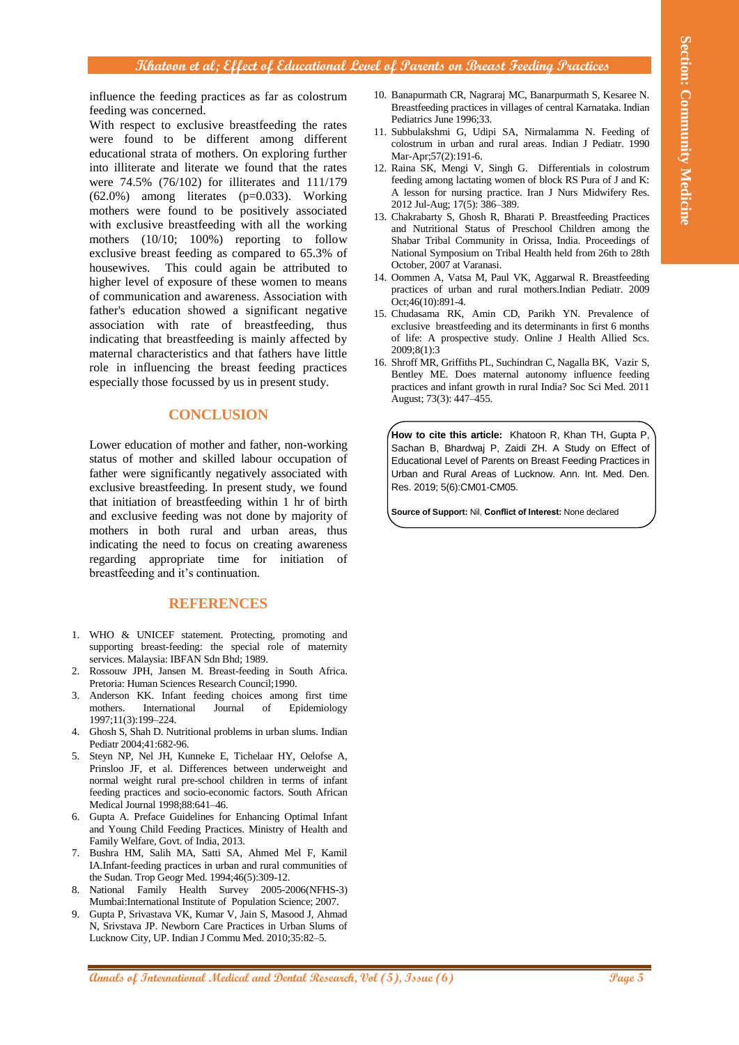influence the feeding practices as far as colostrum feeding was concerned.

With respect to exclusive breastfeeding the rates were found to be different among different educational strata of mothers. On exploring further into illiterate and literate we found that the rates were 74.5% (76/102) for illiterates and 111/179 (62.0%) among literates (p=0.033). Working mothers were found to be positively associated with exclusive breastfeeding with all the working mothers (10/10; 100%) reporting to follow exclusive breast feeding as compared to 65.3% of housewives. This could again be attributed to higher level of exposure of these women to means of communication and awareness. Association with father's education showed a significant negative association with rate of breastfeeding, thus indicating that breastfeeding is mainly affected by maternal characteristics and that fathers have little role in influencing the breast feeding practices especially those focussed by us in present study.

## CONCLUSION

Lower education of mother and father, non-working status of mother and skilled labour occupation of father were significantly negatively associated with exclusive breastfeeding. In present study, we found that initiation of breastfeeding within 1 hr of birth and exclusive feeding was not done by majority of mothers in both rural and urban areas, thus indicating the need to focus on creating awareness regarding appropriate time for initiation of breastfeeding and it's continuation.

## REFERENCES

1. WHO & UNICEF statement. Protecting, promoting and supporting breast-feeding: the special role of maternity services. Malaysia: IBFAN Sdn Bhd; 1989.
2. Rossouw JPH, Jansen M. Breast-feeding in South Africa. Pretoria: Human Sciences Research Council;1990.
3. Anderson KK. Infant feeding choices among first time mothers. International Journal of Epidemiology 1997;11(3):199–224.
4. Ghosh S, Shah D. Nutritional problems in urban slums. Indian Pediatr 2004;41:682-96.
5. Steyn NP, Nel JH, Kunneke E, Tichelaar HY, Oelofse A, Prinsloo JF, et al. Differences between underweight and normal weight rural pre-school children in terms of infant feeding practices and socio-economic factors. South African Medical Journal 1998;88:641–46.
6. Gupta A. Preface Guidelines for Enhancing Optimal Infant and Young Child Feeding Practices. Ministry of Health and Family Welfare, Govt. of India, 2013.
7. Bushra HM, Salih MA, Satti SA, Ahmed Mel F, Kamil IA.Infant-feeding practices in urban and rural communities of the Sudan. Trop Geogr Med. 1994;46(5):309-12.
8. National Family Health Survey 2005-2006(NFHS-3) Mumbai:International Institute of Population Science; 2007.
9. Gupta P, Srivastava VK, Kumar V, Jain S, Masood J, Ahmad N, Srivstava JP. Newborn Care Practices in Urban Slums of Lucknow City, UP. Indian J Commu Med. 2010;35:82–5.
10. Banapurmath CR, Nagraraj MC, Banarpurmath S, Kesaree N. Breastfeeding practices in villages of central Karnataka. Indian Pediatrics June 1996;33.
11. Subbulakshmi G, Udipi SA, Nirmalamma N. Feeding of colostrum in urban and rural areas. Indian J Pediatr. 1990 Mar-Apr;57(2):191-6.
12. Raina SK, Mengi V, Singh G. Differentials in colostrum feeding among lactating women of block RS Pura of J and K: A lesson for nursing practice. Iran J Nurs Midwifery Res. 2012 Jul-Aug; 17(5): 386–389.
13. Chakrabarty S, Ghosh R, Bharati P. Breastfeeding Practices and Nutritional Status of Preschool Children among the Shabar Tribal Community in Orissa, India. Proceedings of National Symposium on Tribal Health held from 26th to 28th October, 2007 at Varanasi.
14. Oommen A, Vatsa M, Paul VK, Aggarwal R. Breastfeeding practices of urban and rural mothers.Indian Pediatr. 2009 Oct;46(10):891-4.
15. Chudasama RK, Amin CD, Parikh YN. Prevalence of exclusive breastfeeding and its determinants in first 6 months of life: A prospective study. Online J Health Allied Scs. 2009;8(1):3
16. Shroff MR, Griffiths PL, Suchindran C, Nagalla BK, Vazir S, Bentley ME. Does maternal autonomy influence feeding practices and infant growth in rural India? Soc Sci Med. 2011 August; 73(3): 447–455.

**How to cite this article:** Khatoon R, Khan TH, Gupta P, Sachan B, Bhardwaj P, Zaidi ZH. A Study on Effect of Educational Level of Parents on Breast Feeding Practices in Urban and Rural Areas of Lucknow. Ann. Int. Med. Den. Res. 2019; 5(6):CM01-CM05.

**Source of Support:** Nil, **Conflict of Interest:** None declared